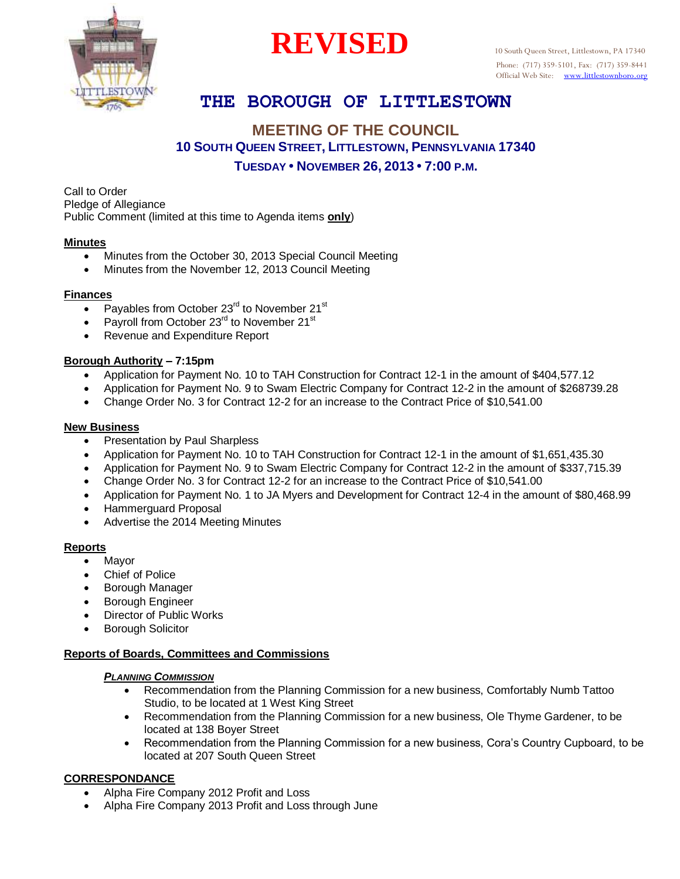# REVISED

10 South Queen Street, Littlestown, PA 17340
Phone: (717) 359-5101, Fax: (717) 359-8441
Official Web Site: www.littlestownboro.org

## THE BOROUGH OF LITTLESTOWN

### MEETING OF THE COUNCIL

**10 SOUTH QUEEN STREET, LITTLESTOWN, PENNSYLVANIA 17340**

**TUESDAY • NOVEMBER 26, 2013 • 7:00 P.M.**

Call to Order
Pledge of Allegiance
Public Comment (limited at this time to Agenda items **only**)

**Minutes**
- Minutes from the October 30, 2013 Special Council Meeting
- Minutes from the November 12, 2013 Council Meeting

**Finances**
- Payables from October 23rd to November 21st
- Payroll from October 23rd to November 21st
- Revenue and Expenditure Report

**Borough Authority – 7:15pm**
- Application for Payment No. 10 to TAH Construction for Contract 12-1 in the amount of $404,577.12
- Application for Payment No. 9 to Swam Electric Company for Contract 12-2 in the amount of $268739.28
- Change Order No. 3 for Contract 12-2 for an increase to the Contract Price of $10,541.00

**New Business**
- Presentation by Paul Sharpless
- Application for Payment No. 10 to TAH Construction for Contract 12-1 in the amount of $1,651,435.30
- Application for Payment No. 9 to Swam Electric Company for Contract 12-2 in the amount of $337,715.39
- Change Order No. 3 for Contract 12-2 for an increase to the Contract Price of $10,541.00
- Application for Payment No. 1 to JA Myers and Development for Contract 12-4 in the amount of $80,468.99
- Hammerguard Proposal
- Advertise the 2014 Meeting Minutes

**Reports**
- Mayor
- Chief of Police
- Borough Manager
- Borough Engineer
- Director of Public Works
- Borough Solicitor

**Reports of Boards, Committees and Commissions**

***PLANNING COMMISSION***
- Recommendation from the Planning Commission for a new business, Comfortably Numb Tattoo Studio, to be located at 1 West King Street
- Recommendation from the Planning Commission for a new business, Ole Thyme Gardener, to be located at 138 Boyer Street
- Recommendation from the Planning Commission for a new business, Cora's Country Cupboard, to be located at 207 South Queen Street

**CORRESPONDANCE**
- Alpha Fire Company 2012 Profit and Loss
- Alpha Fire Company 2013 Profit and Loss through June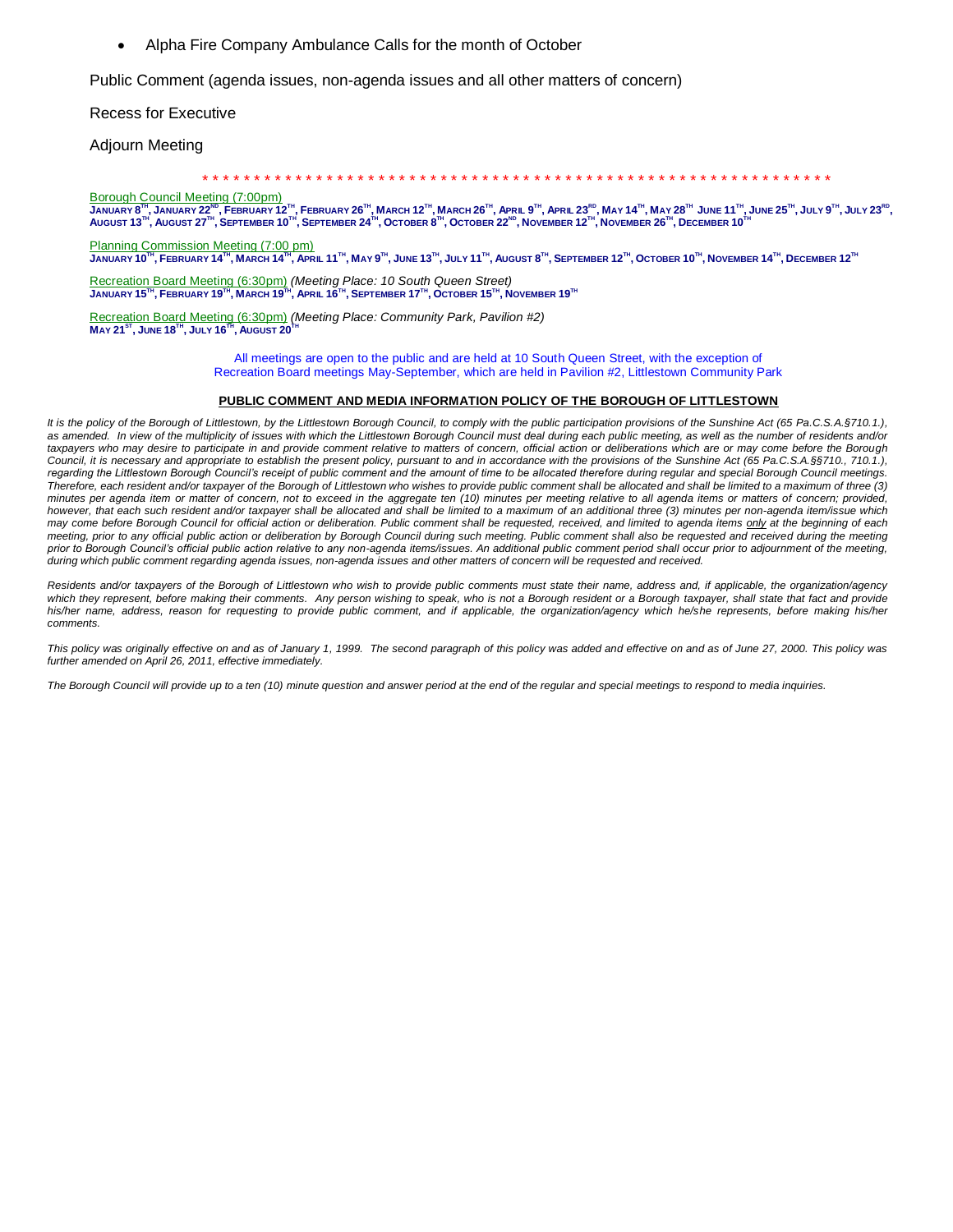- Alpha Fire Company Ambulance Calls for the month of October

Public Comment (agenda issues, non-agenda issues and all other matters of concern)

Recess for Executive

Adjourn Meeting

* * * * * * * * * * * * * * * * * * * * * * * * * * * * * * * * * * * * * * * * * * * * * * * * * * * * * * * * * * * * * * * * *

Borough Council Meeting (7:00pm)
**January 8th, January 22nd, February 12th, February 26th, March 12th, March 26th, April 9th, April 23rd, May 14th, May 28th June 11th, June 25th, July 9th, July 23rd, August 13th, August 27th, September 10th, September 24th, October 8th, October 22nd, November 12th, November 26th, December 10th**

Planning Commission Meeting (7:00 pm)
**January 10th, February 14th, March 14th, April 11th, May 9th, June 13th, July 11th, August 8th, September 12th, October 10th, November 14th, December 12th**

Recreation Board Meeting (6:30pm) *(Meeting Place: 10 South Queen Street)*
**January 15th, February 19th, March 19th, April 16th, September 17th, October 15th, November 19th**

Recreation Board Meeting (6:30pm) *(Meeting Place: Community Park, Pavilion #2)*
**May 21st, June 18th, July 16th, August 20th**

All meetings are open to the public and are held at 10 South Queen Street, with the exception of Recreation Board meetings May-September, which are held in Pavilion #2, Littlestown Community Park

**PUBLIC COMMENT AND MEDIA INFORMATION POLICY OF THE BOROUGH OF LITTLESTOWN**

*It is the policy of the Borough of Littlestown, by the Littlestown Borough Council, to comply with the public participation provisions of the Sunshine Act (65 Pa.C.S.A.§710.1.), as amended. In view of the multiplicity of issues with which the Littlestown Borough Council must deal during each public meeting, as well as the number of residents and/or taxpayers who may desire to participate in and provide comment relative to matters of concern, official action or deliberations which are or may come before the Borough Council, it is necessary and appropriate to establish the present policy, pursuant to and in accordance with the provisions of the Sunshine Act (65 Pa.C.S.A.§§710., 710.1.), regarding the Littlestown Borough Council's receipt of public comment and the amount of time to be allocated therefore during regular and special Borough Council meetings. Therefore, each resident and/or taxpayer of the Borough of Littlestown who wishes to provide public comment shall be allocated and shall be limited to a maximum of three (3) minutes per agenda item or matter of concern, not to exceed in the aggregate ten (10) minutes per meeting relative to all agenda items or matters of concern; provided, however, that each such resident and/or taxpayer shall be allocated and shall be limited to a maximum of an additional three (3) minutes per non-agenda item/issue which may come before Borough Council for official action or deliberation. Public comment shall be requested, received, and limited to agenda items only at the beginning of each meeting, prior to any official public action or deliberation by Borough Council during such meeting. Public comment shall also be requested and received during the meeting prior to Borough Council's official public action relative to any non-agenda items/issues. An additional public comment period shall occur prior to adjournment of the meeting, during which public comment regarding agenda issues, non-agenda issues and other matters of concern will be requested and received.*

*Residents and/or taxpayers of the Borough of Littlestown who wish to provide public comments must state their name, address and, if applicable, the organization/agency which they represent, before making their comments. Any person wishing to speak, who is not a Borough resident or a Borough taxpayer, shall state that fact and provide his/her name, address, reason for requesting to provide public comment, and if applicable, the organization/agency which he/she represents, before making his/her comments.*

*This policy was originally effective on and as of January 1, 1999. The second paragraph of this policy was added and effective on and as of June 27, 2000. This policy was further amended on April 26, 2011, effective immediately.*

*The Borough Council will provide up to a ten (10) minute question and answer period at the end of the regular and special meetings to respond to media inquiries.*